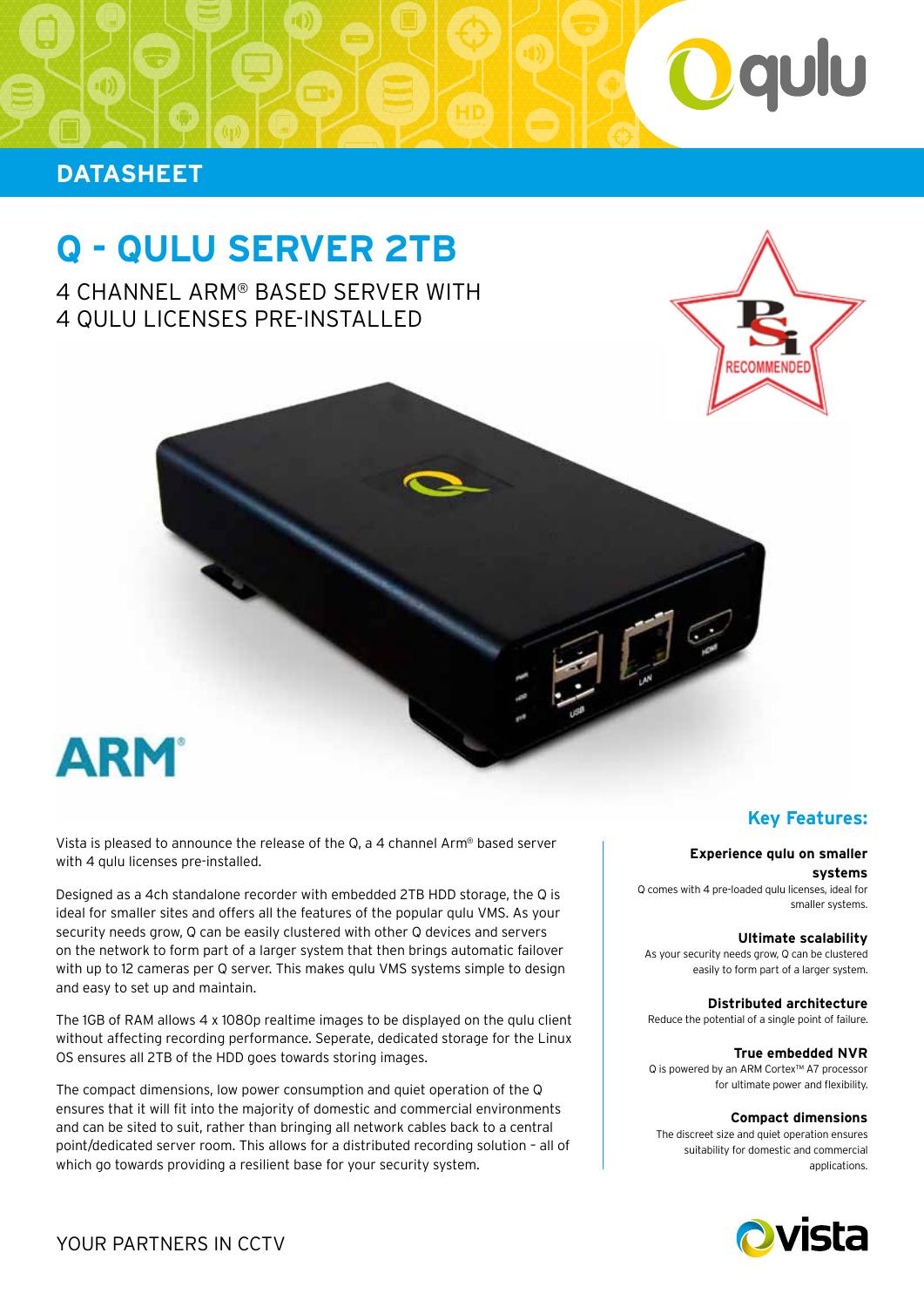# Q - QULU SERVER 2TB

## 4 CHANNEL ARM® BASED SERVER WITH 4 QULU LICENSES PRE-INSTALLED

Vista is pleased to announce the release of the Q, a 4 channel Arm® based server with 4 qulu licenses pre-installed.

Designed as a 4ch standalone recorder with embedded 2TB HDD storage, the Q is ideal for smaller sites and offers all the features of the popular qulu VMS. As your security needs grow, Q can be easily clustered with other Q devices and servers on the network to form part of a larger system that then brings automatic failover with up to 12 cameras per Q server. This makes qulu VMS systems simple to design and easy to set up and maintain.

The 1GB of RAM allows 4 x 1080p realtime images to be displayed on the qulu client without affecting recording performance. Seperate, dedicated storage for the Linux OS ensures all 2TB of the HDD goes towards storing images.

The compact dimensions, low power consumption and quiet operation of the Q ensures that it will fit into the majority of domestic and commercial environments and can be sited to suit, rather than bringing all network cables back to a central point/dedicated server room. This allows for a distributed recording solution – all of which go towards providing a resilient base for your security system.

## Key Features:

**Experience qulu on smaller systems**
Q comes with 4 pre-loaded qulu licenses, ideal for smaller systems.

**Ultimate scalability**
As your security needs grow, Q can be clustered easily to form part of a larger system.

**Distributed architecture**
Reduce the potential of a single point of failure.

**True embedded NVR**
Q is powered by an ARM Cortex™ A7 processor for ultimate power and flexibility.

**Compact dimensions**
The discreet size and quiet operation ensures suitability for domestic and commercial applications.

YOUR PARTNERS IN CCTV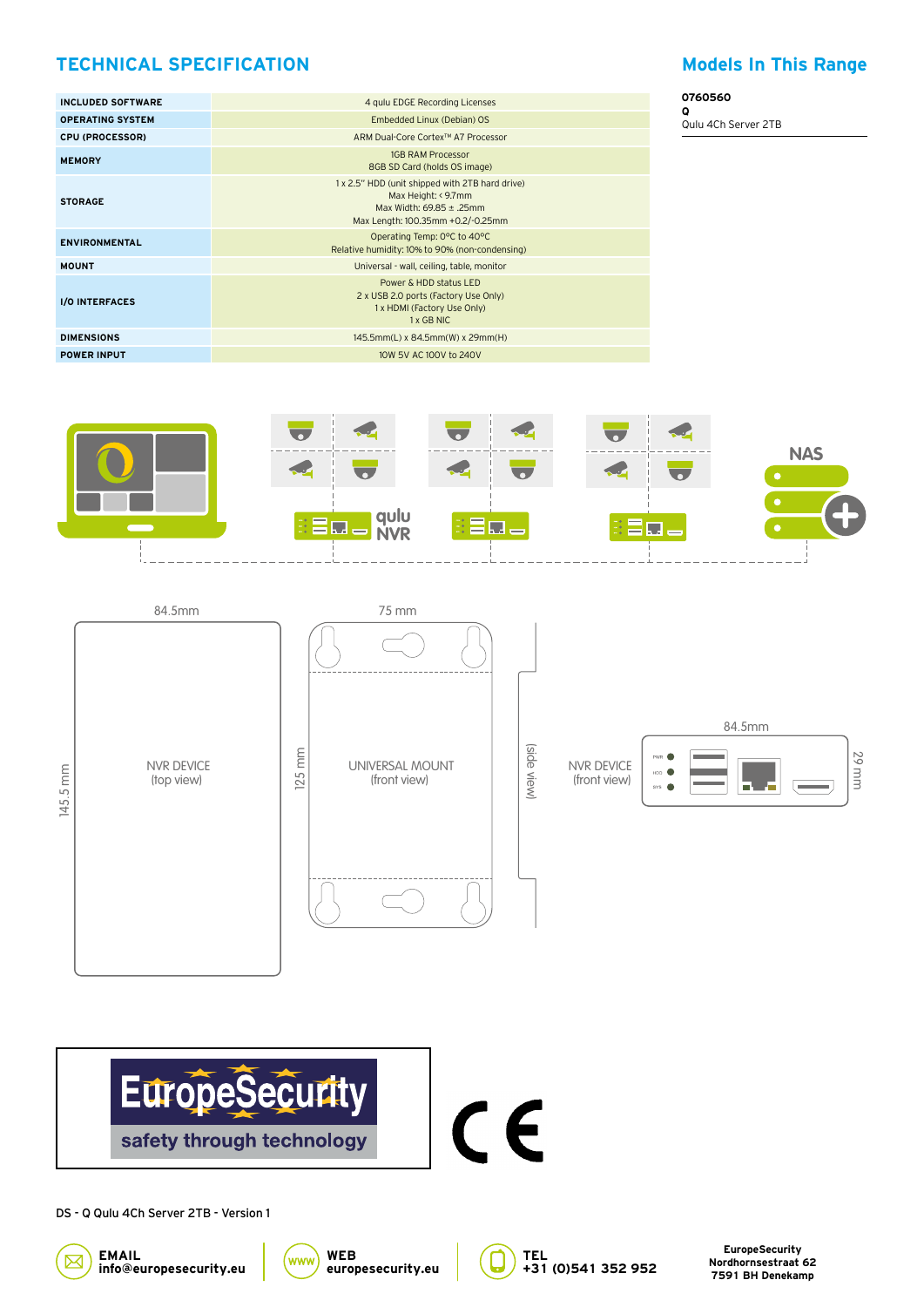## TECHNICAL SPECIFICATION

| | |
|---|---|
| **INCLUDED SOFTWARE** | 4 qulu EDGE Recording Licenses |
| **OPERATING SYSTEM** | Embedded Linux (Debian) OS |
| **CPU (PROCESSOR)** | ARM Dual-Core Cortex™ A7 Processor |
| **MEMORY** | 1GB RAM Processor<br>8GB SD Card (holds OS image) |
| **STORAGE** | 1 x 2.5" HDD (unit shipped with 2TB hard drive)<br>Max Height: < 9.7mm<br>Max Width: 69.85 ± .25mm<br>Max Length: 100.35mm +0.2/-0.25mm |
| **ENVIRONMENTAL** | Operating Temp: 0ºC to 40ºC<br>Relative humidity: 10% to 90% (non-condensing) |
| **MOUNT** | Universal - wall, ceiling, table, monitor |
| **I/O INTERFACES** | Power & HDD status LED<br>2 x USB 2.0 ports (Factory Use Only)<br>1 x HDMI (Factory Use Only)<br>1 x GB NIC |
| **DIMENSIONS** | 145.5mm(L) x 84.5mm(W) x 29mm(H) |
| **POWER INPUT** | 10W 5V AC 100V to 240V |

## Models In This Range

**0760560**
**Q**
Qulu 4Ch Server 2TB

qulu NVR

NAS

84.5mm
145.5 mm
NVR DEVICE
(top view)

75 mm
125 mm
UNIVERSAL MOUNT
(front view)

(side view)

84.5mm
29 mm
NVR DEVICE
(front view)

EuropeSecurity
safety through technology

DS - Q Qulu 4Ch Server 2TB - Version 1

**EMAIL**
**info@europesecurity.eu**

**WEB**
**europesecurity.eu**

**TEL**
**+31 (0)541 352 952**

**EuropeSecurity**
**Nordhornsestraat 62**
**7591 BH Denekamp**